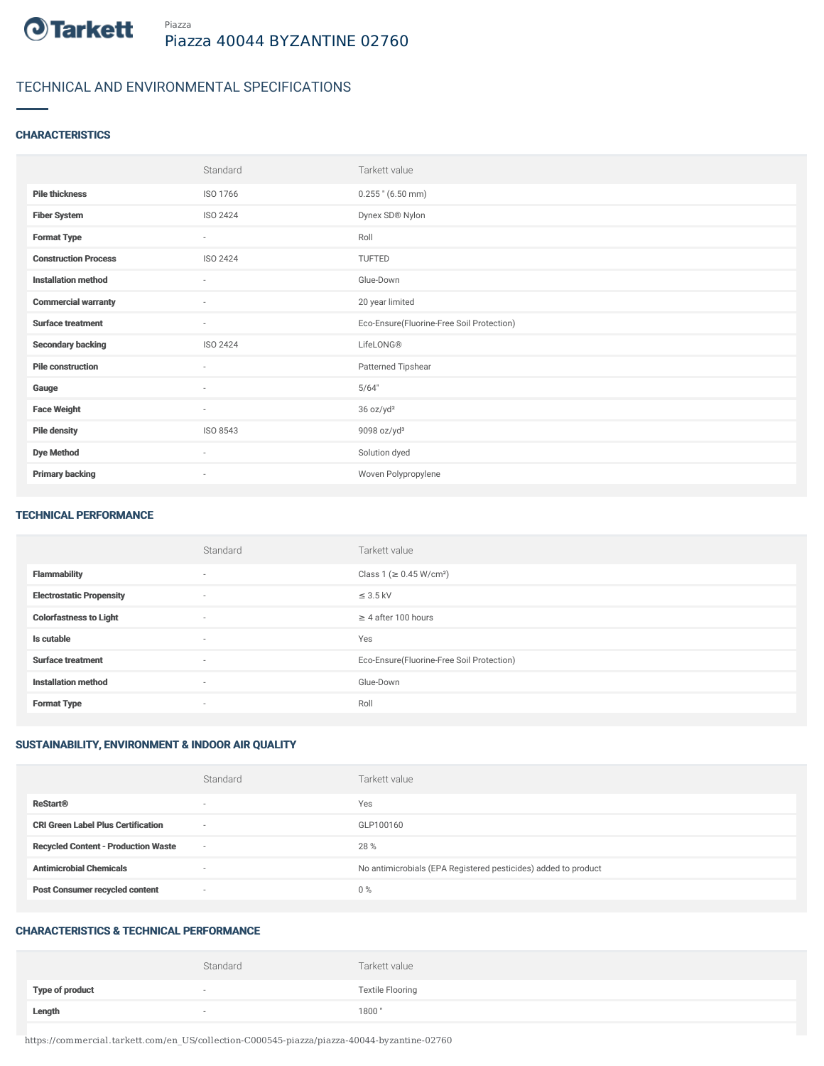Piazza

# Piazza 40044 BYZANTINE 02760

## TECHNICAL AND ENVIRONMENTAL SPECIFICATIONS

### CHARACTERISTICS

| | Standard | Tarkett value |
|---|---|---|
| **Pile thickness** | ISO 1766 | 0.255 " (6.50 mm) |
| **Fiber System** | ISO 2424 | Dynex SD® Nylon |
| **Format Type** | - | Roll |
| **Construction Process** | ISO 2424 | TUFTED |
| **Installation method** | - | Glue-Down |
| **Commercial warranty** | - | 20 year limited |
| **Surface treatment** | - | Eco-Ensure(Fluorine-Free Soil Protection) |
| **Secondary backing** | ISO 2424 | LifeLONG® |
| **Pile construction** | - | Patterned Tipshear |
| **Gauge** | - | 5/64" |
| **Face Weight** | - | 36 oz/yd² |
| **Pile density** | ISO 8543 | 9098 oz/yd³ |
| **Dye Method** | - | Solution dyed |
| **Primary backing** | - | Woven Polypropylene |

### TECHNICAL PERFORMANCE

| | Standard | Tarkett value |
|---|---|---|
| **Flammability** | - | Class 1 (≥ 0.45 W/cm²) |
| **Electrostatic Propensity** | - | ≤ 3.5 kV |
| **Colorfastness to Light** | - | ≥ 4 after 100 hours |
| **Is cutable** | - | Yes |
| **Surface treatment** | - | Eco-Ensure(Fluorine-Free Soil Protection) |
| **Installation method** | - | Glue-Down |
| **Format Type** | - | Roll |

### SUSTAINABILITY, ENVIRONMENT & INDOOR AIR QUALITY

| | Standard | Tarkett value |
|---|---|---|
| **ReStart®** | - | Yes |
| **CRI Green Label Plus Certification** | - | GLP100160 |
| **Recycled Content - Production Waste** | - | 28 % |
| **Antimicrobial Chemicals** | - | No antimicrobials (EPA Registered pesticides) added to product |
| **Post Consumer recycled content** | - | 0 % |

### CHARACTERISTICS & TECHNICAL PERFORMANCE

| | Standard | Tarkett value |
|---|---|---|
| **Type of product** | - | Textile Flooring |
| **Length** | - | 1800 " |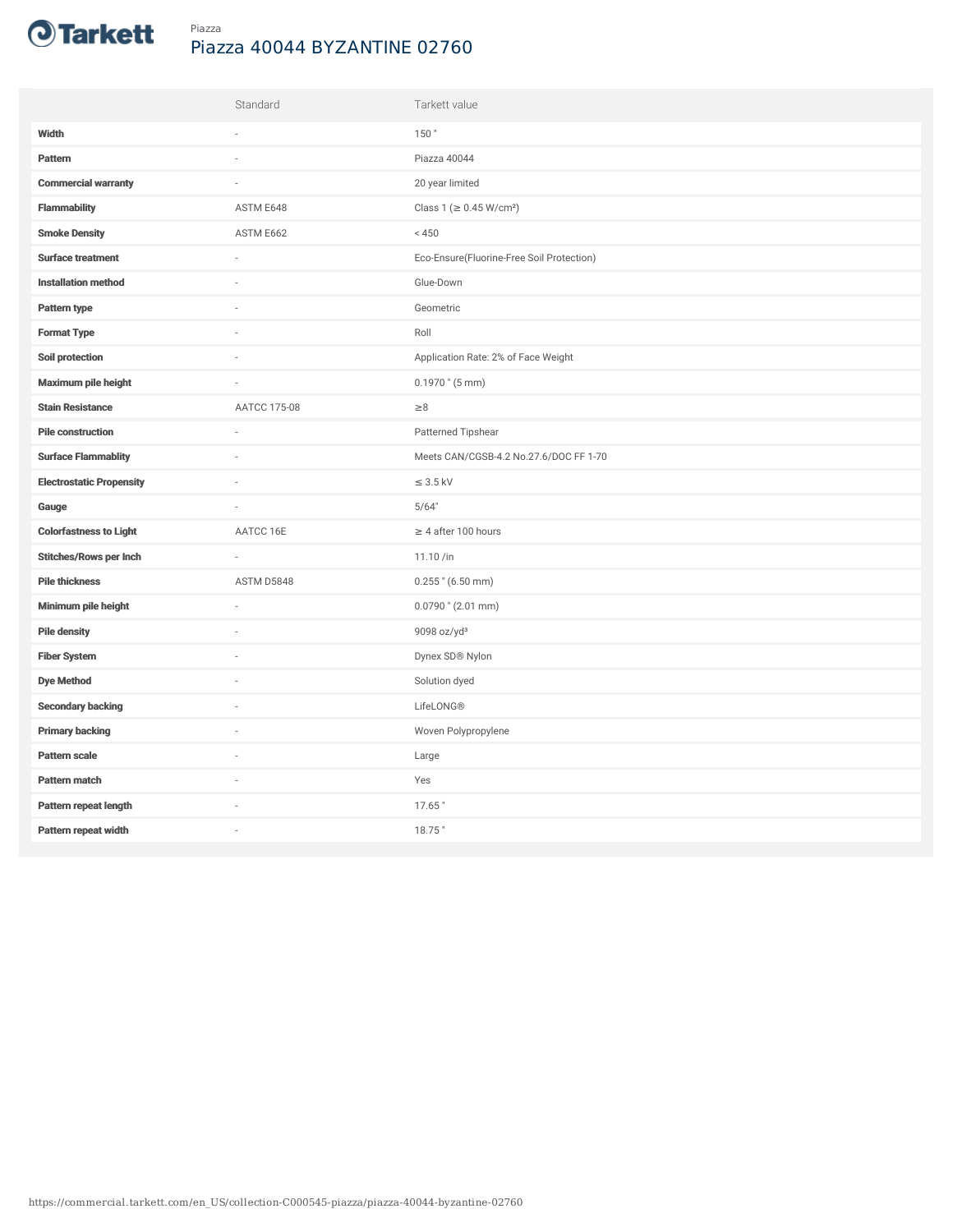Piazza

# Piazza 40044 BYZANTINE 02760

| | Standard | Tarkett value |
|---|---|---|
| **Width** | - | 150 " |
| **Pattern** | - | Piazza 40044 |
| **Commercial warranty** | - | 20 year limited |
| **Flammability** | ASTM E648 | Class 1 (≥ 0.45 W/cm²) |
| **Smoke Density** | ASTM E662 | < 450 |
| **Surface treatment** | - | Eco-Ensure(Fluorine-Free Soil Protection) |
| **Installation method** | - | Glue-Down |
| **Pattern type** | - | Geometric |
| **Format Type** | - | Roll |
| **Soil protection** | - | Application Rate: 2% of Face Weight |
| **Maximum pile height** | - | 0.1970 " (5 mm) |
| **Stain Resistance** | AATCC 175-08 | ≥8 |
| **Pile construction** | - | Patterned Tipshear |
| **Surface Flammablity** | - | Meets CAN/CGSB-4.2 No.27.6/DOC FF 1-70 |
| **Electrostatic Propensity** | - | ≤ 3.5 kV |
| **Gauge** | - | 5/64" |
| **Colorfastness to Light** | AATCC 16E | ≥ 4 after 100 hours |
| **Stitches/Rows per Inch** | - | 11.10 /in |
| **Pile thickness** | ASTM D5848 | 0.255 " (6.50 mm) |
| **Minimum pile height** | - | 0.0790 " (2.01 mm) |
| **Pile density** | - | 9098 oz/yd³ |
| **Fiber System** | - | Dynex SD® Nylon |
| **Dye Method** | - | Solution dyed |
| **Secondary backing** | - | LifeLONG® |
| **Primary backing** | - | Woven Polypropylene |
| **Pattern scale** | - | Large |
| **Pattern match** | - | Yes |
| **Pattern repeat length** | - | 17.65 " |
| **Pattern repeat width** | - | 18.75 " |